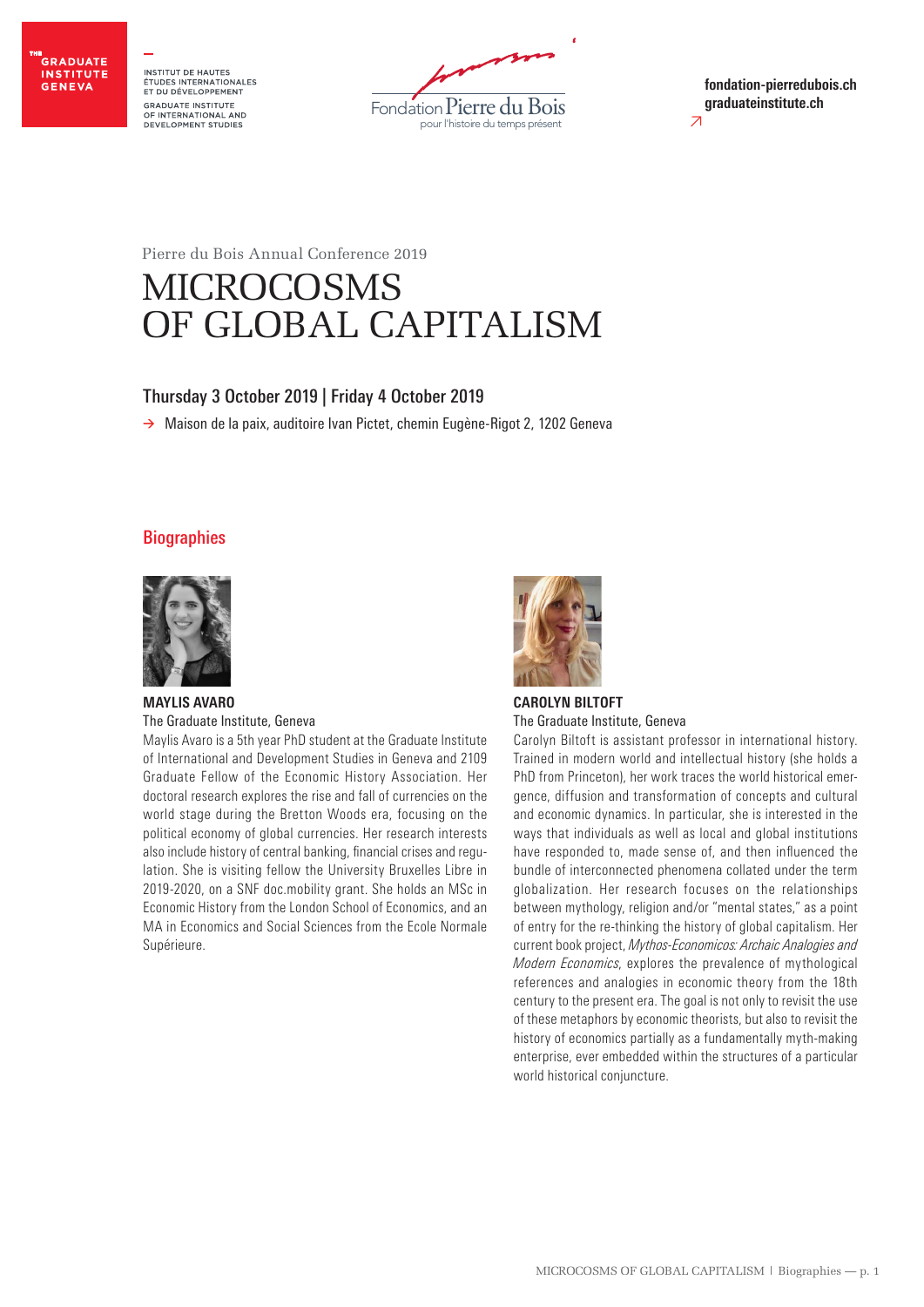THE GRADUATE INSTITUTE GENEVA

INSTITUT DE HAUTES ÉTUDES INTERNATIONALES ET DU DÉVELOPPEMENT
GRADUATE INSTITUTE OF INTERNATIONAL AND DEVELOPMENT STUDIES

Fondation Pierre du Bois pour l'histoire du temps présent

**fondation-pierredubois.ch**
**graduateinstitute.ch**

Pierre du Bois Annual Conference 2019

# MICROCOSMS OF GLOBAL CAPITALISM

### Thursday 3 October 2019 | Friday 4 October 2019

→ Maison de la paix, auditoire Ivan Pictet, chemin Eugène-Rigot 2, 1202 Geneva

## Biographies

**MAYLIS AVARO**
The Graduate Institute, Geneva

Maylis Avaro is a 5th year PhD student at the Graduate Institute of International and Development Studies in Geneva and 2109 Graduate Fellow of the Economic History Association. Her doctoral research explores the rise and fall of currencies on the world stage during the Bretton Woods era, focusing on the political economy of global currencies. Her research interests also include history of central banking, financial crises and regulation. She is visiting fellow the University Bruxelles Libre in 2019-2020, on a SNF doc.mobility grant. She holds an MSc in Economic History from the London School of Economics, and an MA in Economics and Social Sciences from the Ecole Normale Supérieure.

**CAROLYN BILTOFT**
The Graduate Institute, Geneva

Carolyn Biltoft is assistant professor in international history. Trained in modern world and intellectual history (she holds a PhD from Princeton), her work traces the world historical emergence, diffusion and transformation of concepts and cultural and economic dynamics. In particular, she is interested in the ways that individuals as well as local and global institutions have responded to, made sense of, and then influenced the bundle of interconnected phenomena collated under the term globalization. Her research focuses on the relationships between mythology, religion and/or "mental states," as a point of entry for the re-thinking the history of global capitalism. Her current book project, *Mythos-Economicos: Archaic Analogies and Modern Economics*, explores the prevalence of mythological references and analogies in economic theory from the 18th century to the present era. The goal is not only to revisit the use of these metaphors by economic theorists, but also to revisit the history of economics partially as a fundamentally myth-making enterprise, ever embedded within the structures of a particular world historical conjuncture.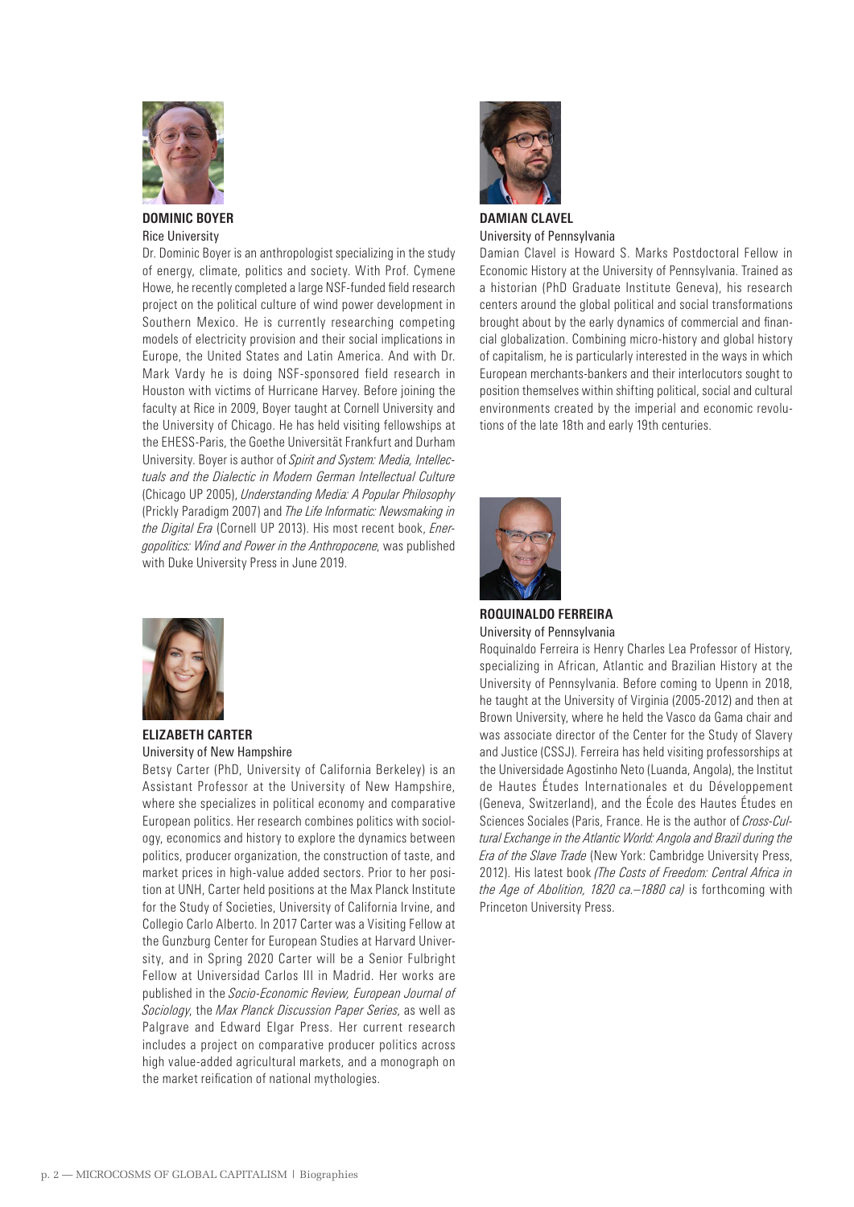**DOMINIC BOYER**
Rice University

Dr. Dominic Boyer is an anthropologist specializing in the study of energy, climate, politics and society. With Prof. Cymene Howe, he recently completed a large NSF-funded field research project on the political culture of wind power development in Southern Mexico. He is currently researching competing models of electricity provision and their social implications in Europe, the United States and Latin America. And with Dr. Mark Vardy he is doing NSF-sponsored field research in Houston with victims of Hurricane Harvey. Before joining the faculty at Rice in 2009, Boyer taught at Cornell University and the University of Chicago. He has held visiting fellowships at the EHESS-Paris, the Goethe Universität Frankfurt and Durham University. Boyer is author of *Spirit and System: Media, Intellectuals and the Dialectic in Modern German Intellectual Culture* (Chicago UP 2005), *Understanding Media: A Popular Philosophy* (Prickly Paradigm 2007) and *The Life Informatic: Newsmaking in the Digital Era* (Cornell UP 2013). His most recent book, *Energopolitics: Wind and Power in the Anthropocene*, was published with Duke University Press in June 2019.

**ELIZABETH CARTER**
University of New Hampshire

Betsy Carter (PhD, University of California Berkeley) is an Assistant Professor at the University of New Hampshire, where she specializes in political economy and comparative European politics. Her research combines politics with sociology, economics and history to explore the dynamics between politics, producer organization, the construction of taste, and market prices in high-value added sectors. Prior to her position at UNH, Carter held positions at the Max Planck Institute for the Study of Societies, University of California Irvine, and Collegio Carlo Alberto. In 2017 Carter was a Visiting Fellow at the Gunzburg Center for European Studies at Harvard University, and in Spring 2020 Carter will be a Senior Fulbright Fellow at Universidad Carlos III in Madrid. Her works are published in the *Socio-Economic Review, European Journal of Sociology*, the *Max Planck Discussion Paper Series*, as well as Palgrave and Edward Elgar Press. Her current research includes a project on comparative producer politics across high value-added agricultural markets, and a monograph on the market reification of national mythologies.

**DAMIAN CLAVEL**
University of Pennsylvania

Damian Clavel is Howard S. Marks Postdoctoral Fellow in Economic History at the University of Pennsylvania. Trained as a historian (PhD Graduate Institute Geneva), his research centers around the global political and social transformations brought about by the early dynamics of commercial and financial globalization. Combining micro-history and global history of capitalism, he is particularly interested in the ways in which European merchants-bankers and their interlocutors sought to position themselves within shifting political, social and cultural environments created by the imperial and economic revolutions of the late 18th and early 19th centuries.

**ROQUINALDO FERREIRA**
University of Pennsylvania

Roquinaldo Ferreira is Henry Charles Lea Professor of History, specializing in African, Atlantic and Brazilian History at the University of Pennsylvania. Before coming to Upenn in 2018, he taught at the University of Virginia (2005-2012) and then at Brown University, where he held the Vasco da Gama chair and was associate director of the Center for the Study of Slavery and Justice (CSSJ). Ferreira has held visiting professorships at the Universidade Agostinho Neto (Luanda, Angola), the Institut de Hautes Études Internationales et du Développement (Geneva, Switzerland), and the École des Hautes Études en Sciences Sociales (Paris, France. He is the author of *Cross-Cultural Exchange in the Atlantic World: Angola and Brazil during the Era of the Slave Trade* (New York: Cambridge University Press, 2012). His latest book *(The Costs of Freedom: Central Africa in the Age of Abolition, 1820 ca.–1880 ca)* is forthcoming with Princeton University Press.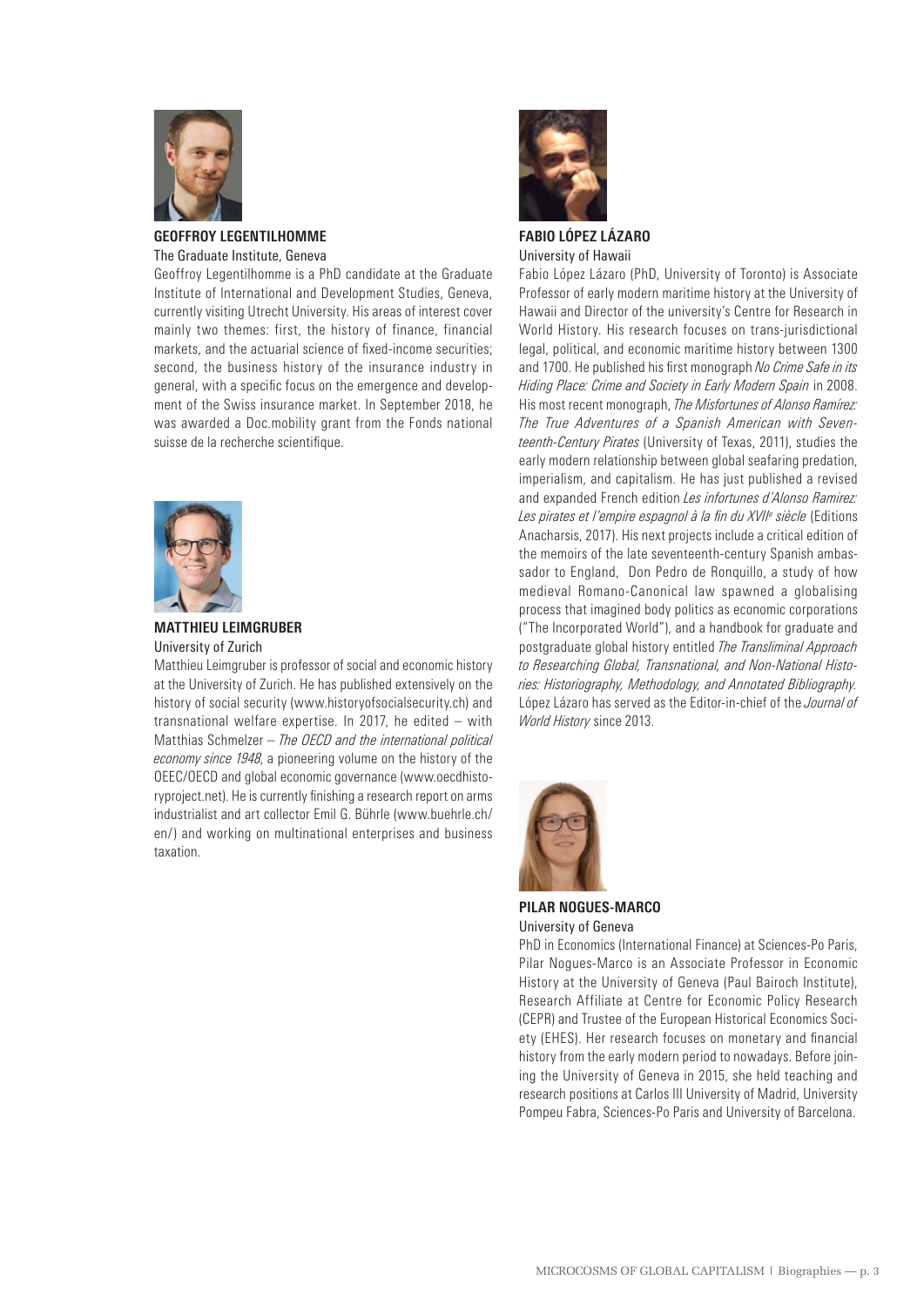**GEOFFROY LEGENTILHOMME**

The Graduate Institute, Geneva

Geoffroy Legentilhomme is a PhD candidate at the Graduate Institute of International and Development Studies, Geneva, currently visiting Utrecht University. His areas of interest cover mainly two themes: first, the history of finance, financial markets, and the actuarial science of fixed-income securities; second, the business history of the insurance industry in general, with a specific focus on the emergence and development of the Swiss insurance market. In September 2018, he was awarded a Doc.mobility grant from the Fonds national suisse de la recherche scientifique.

**MATTHIEU LEIMGRUBER**

University of Zurich

Matthieu Leimgruber is professor of social and economic history at the University of Zurich. He has published extensively on the history of social security (www.historyofsocialsecurity.ch) and transnational welfare expertise. In 2017, he edited – with Matthias Schmelzer – *The OECD and the international political economy since 1948*, a pioneering volume on the history of the OEEC/OECD and global economic governance (www.oecdhistoryproject.net). He is currently finishing a research report on arms industrialist and art collector Emil G. Bührle (www.buehrle.ch/en/) and working on multinational enterprises and business taxation.

**FABIO LÓPEZ LÁZARO**

University of Hawaii

Fabio López Lázaro (PhD, University of Toronto) is Associate Professor of early modern maritime history at the University of Hawaii and Director of the university's Centre for Research in World History. His research focuses on trans-jurisdictional legal, political, and economic maritime history between 1300 and 1700. He published his first monograph *No Crime Safe in its Hiding Place: Crime and Society in Early Modern Spain* in 2008. His most recent monograph, *The Misfortunes of Alonso Ramírez: The True Adventures of a Spanish American with Seventeenth-Century Pirates* (University of Texas, 2011), studies the early modern relationship between global seafaring predation, imperialism, and capitalism. He has just published a revised and expanded French edition *Les infortunes d'Alonso Ramirez: Les pirates et l'empire espagnol à la fin du XVII^e^ siècle* (Editions Anacharsis, 2017). His next projects include a critical edition of the memoirs of the late seventeenth-century Spanish ambassador to England, Don Pedro de Ronquillo, a study of how medieval Romano-Canonical law spawned a globalising process that imagined body politics as economic corporations ("The Incorporated World"), and a handbook for graduate and postgraduate global history entitled *The Transliminal Approach to Researching Global, Transnational, and Non-National Histories: Historiography, Methodology, and Annotated Bibliography.* López Lázaro has served as the Editor-in-chief of the *Journal of World History* since 2013.

**PILAR NOGUES-MARCO**

University of Geneva

PhD in Economics (International Finance) at Sciences-Po Paris, Pilar Nogues-Marco is an Associate Professor in Economic History at the University of Geneva (Paul Bairoch Institute), Research Affiliate at Centre for Economic Policy Research (CEPR) and Trustee of the European Historical Economics Society (EHES). Her research focuses on monetary and financial history from the early modern period to nowadays. Before joining the University of Geneva in 2015, she held teaching and research positions at Carlos III University of Madrid, University Pompeu Fabra, Sciences-Po Paris and University of Barcelona.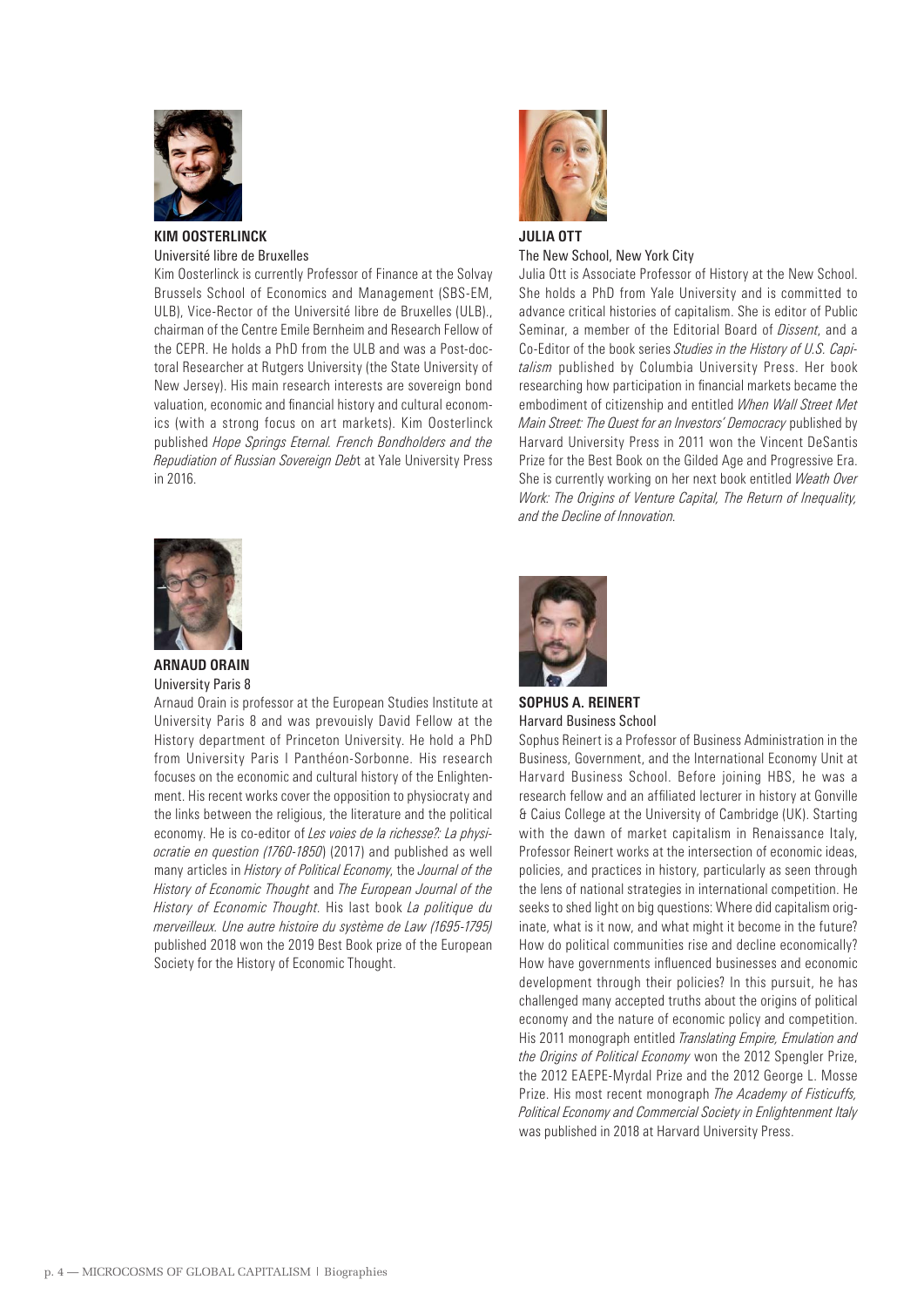### KIM OOSTERLINCK

Université libre de Bruxelles

Kim Oosterlinck is currently Professor of Finance at the Solvay Brussels School of Economics and Management (SBS-EM, ULB), Vice-Rector of the Université libre de Bruxelles (ULB)., chairman of the Centre Emile Bernheim and Research Fellow of the CEPR. He holds a PhD from the ULB and was a Post-doctoral Researcher at Rutgers University (the State University of New Jersey). His main research interests are sovereign bond valuation, economic and financial history and cultural economics (with a strong focus on art markets). Kim Oosterlinck published *Hope Springs Eternal. French Bondholders and the Repudiation of Russian Sovereign Deb*t at Yale University Press in 2016.

### JULIA OTT

The New School, New York City

Julia Ott is Associate Professor of History at the New School. She holds a PhD from Yale University and is committed to advance critical histories of capitalism. She is editor of Public Seminar, a member of the Editorial Board of *Dissent*, and a Co-Editor of the book series *Studies in the History of U.S. Capitalism* published by Columbia University Press. Her book researching how participation in financial markets became the embodiment of citizenship and entitled *When Wall Street Met Main Street: The Quest for an Investors' Democracy* published by Harvard University Press in 2011 won the Vincent DeSantis Prize for the Best Book on the Gilded Age and Progressive Era. She is currently working on her next book entitled *Weath Over Work: The Origins of Venture Capital, The Return of Inequality, and the Decline of Innovation*.

### ARNAUD ORAIN

University Paris 8

Arnaud Orain is professor at the European Studies Institute at University Paris 8 and was prevouisly David Fellow at the History department of Princeton University. He hold a PhD from University Paris I Panthéon-Sorbonne. His research focuses on the economic and cultural history of the Enlightenment. His recent works cover the opposition to physiocraty and the links between the religious, the literature and the political economy. He is co-editor of *Les voies de la richesse?: La physiocratie en question (1760-1850*) (2017) and published as well many articles in *History of Political Economy*, the *Journal of the History of Economic Thought* and *The European Journal of the History of Economic Thought*. His last book *La politique du merveilleux. Une autre histoire du système de Law (1695-1795)* published 2018 won the 2019 Best Book prize of the European Society for the History of Economic Thought.

### SOPHUS A. REINERT

Harvard Business School

Sophus Reinert is a Professor of Business Administration in the Business, Government, and the International Economy Unit at Harvard Business School. Before joining HBS, he was a research fellow and an affiliated lecturer in history at Gonville & Caius College at the University of Cambridge (UK). Starting with the dawn of market capitalism in Renaissance Italy, Professor Reinert works at the intersection of economic ideas, policies, and practices in history, particularly as seen through the lens of national strategies in international competition. He seeks to shed light on big questions: Where did capitalism originate, what is it now, and what might it become in the future? How do political communities rise and decline economically? How have governments influenced businesses and economic development through their policies? In this pursuit, he has challenged many accepted truths about the origins of political economy and the nature of economic policy and competition. His 2011 monograph entitled *Translating Empire, Emulation and the Origins of Political Economy* won the 2012 Spengler Prize, the 2012 EAEPE-Myrdal Prize and the 2012 George L. Mosse Prize. His most recent monograph *The Academy of Fisticuffs, Political Economy and Commercial Society in Enlightenment Italy* was published in 2018 at Harvard University Press.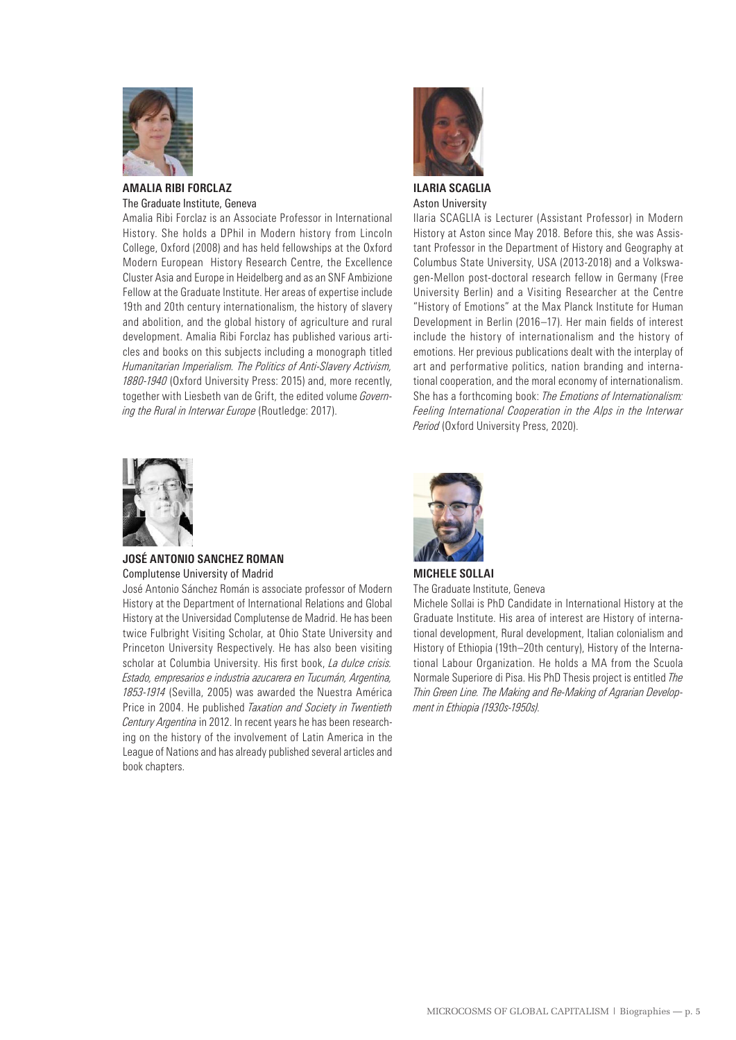### AMALIA RIBI FORCLAZ

The Graduate Institute, Geneva

Amalia Ribi Forclaz is an Associate Professor in International History. She holds a DPhil in Modern history from Lincoln College, Oxford (2008) and has held fellowships at the Oxford Modern European History Research Centre, the Excellence Cluster Asia and Europe in Heidelberg and as an SNF Ambizione Fellow at the Graduate Institute. Her areas of expertise include 19th and 20th century internationalism, the history of slavery and abolition, and the global history of agriculture and rural development. Amalia Ribi Forclaz has published various articles and books on this subjects including a monograph titled *Humanitarian Imperialism. The Politics of Anti-Slavery Activism, 1880-1940* (Oxford University Press: 2015) and, more recently, together with Liesbeth van de Grift, the edited volume *Governing the Rural in Interwar Europe* (Routledge: 2017).

### ILARIA SCAGLIA

Aston University

Ilaria SCAGLIA is Lecturer (Assistant Professor) in Modern History at Aston since May 2018. Before this, she was Assistant Professor in the Department of History and Geography at Columbus State University, USA (2013-2018) and a Volkswagen-Mellon post-doctoral research fellow in Germany (Free University Berlin) and a Visiting Researcher at the Centre "History of Emotions" at the Max Planck Institute for Human Development in Berlin (2016–17). Her main fields of interest include the history of internationalism and the history of emotions. Her previous publications dealt with the interplay of art and performative politics, nation branding and international cooperation, and the moral economy of internationalism. She has a forthcoming book: *The Emotions of Internationalism: Feeling International Cooperation in the Alps in the Interwar Period* (Oxford University Press, 2020).

### JOSÉ ANTONIO SANCHEZ ROMAN

Complutense University of Madrid

José Antonio Sánchez Román is associate professor of Modern History at the Department of International Relations and Global History at the Universidad Complutense de Madrid. He has been twice Fulbright Visiting Scholar, at Ohio State University and Princeton University Respectively. He has also been visiting scholar at Columbia University. His first book, *La dulce crisis. Estado, empresarios e industria azucarera en Tucumán, Argentina, 1853-1914* (Sevilla, 2005) was awarded the Nuestra América Price in 2004. He published *Taxation and Society in Twentieth Century Argentina* in 2012. In recent years he has been researching on the history of the involvement of Latin America in the League of Nations and has already published several articles and book chapters.

### MICHELE SOLLAI

The Graduate Institute, Geneva

Michele Sollai is PhD Candidate in International History at the Graduate Institute. His area of interest are History of international development, Rural development, Italian colonialism and History of Ethiopia (19th–20th century), History of the International Labour Organization. He holds a MA from the Scuola Normale Superiore di Pisa. His PhD Thesis project is entitled *The Thin Green Line. The Making and Re-Making of Agrarian Development in Ethiopia (1930s-1950s)*.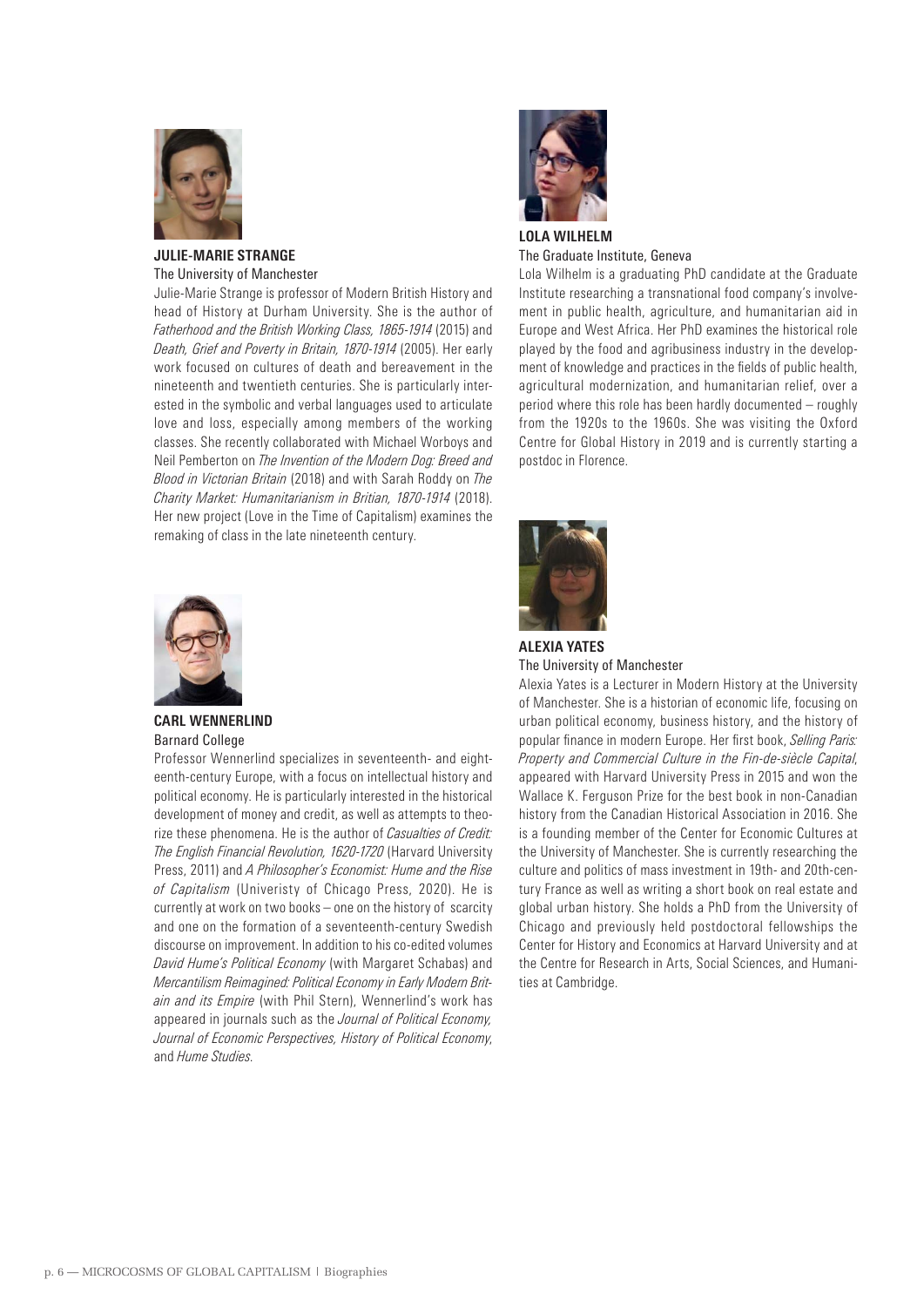**JULIE-MARIE STRANGE**
The University of Manchester

Julie-Marie Strange is professor of Modern British History and head of History at Durham University. She is the author of *Fatherhood and the British Working Class, 1865-1914* (2015) and *Death, Grief and Poverty in Britain, 1870-1914* (2005). Her early work focused on cultures of death and bereavement in the nineteenth and twentieth centuries. She is particularly interested in the symbolic and verbal languages used to articulate love and loss, especially among members of the working classes. She recently collaborated with Michael Worboys and Neil Pemberton on *The Invention of the Modern Dog: Breed and Blood in Victorian Britain* (2018) and with Sarah Roddy on *The Charity Market: Humanitarianism in Britian, 1870-1914* (2018). Her new project (Love in the Time of Capitalism) examines the remaking of class in the late nineteenth century.

**CARL WENNERLIND**
Barnard College

Professor Wennerlind specializes in seventeenth- and eighteenth-century Europe, with a focus on intellectual history and political economy. He is particularly interested in the historical development of money and credit, as well as attempts to theorize these phenomena. He is the author of *Casualties of Credit: The English Financial Revolution, 1620-1720* (Harvard University Press, 2011) and *A Philosopher's Economist: Hume and the Rise of Capitalism* (Univeristy of Chicago Press, 2020). He is currently at work on two books – one on the history of scarcity and one on the formation of a seventeenth-century Swedish discourse on improvement. In addition to his co-edited volumes *David Hume's Political Economy* (with Margaret Schabas) and *Mercantilism Reimagined: Political Economy in Early Modern Britain and its Empire* (with Phil Stern), Wennerlind's work has appeared in journals such as the *Journal of Political Economy, Journal of Economic Perspectives, History of Political Economy*, and *Hume Studies*.

**LOLA WILHELM**
The Graduate Institute, Geneva

Lola Wilhelm is a graduating PhD candidate at the Graduate Institute researching a transnational food company's involvement in public health, agriculture, and humanitarian aid in Europe and West Africa. Her PhD examines the historical role played by the food and agribusiness industry in the development of knowledge and practices in the fields of public health, agricultural modernization, and humanitarian relief, over a period where this role has been hardly documented – roughly from the 1920s to the 1960s. She was visiting the Oxford Centre for Global History in 2019 and is currently starting a postdoc in Florence.

**ALEXIA YATES**
The University of Manchester

Alexia Yates is a Lecturer in Modern History at the University of Manchester. She is a historian of economic life, focusing on urban political economy, business history, and the history of popular finance in modern Europe. Her first book, *Selling Paris: Property and Commercial Culture in the Fin-de-siècle Capital*, appeared with Harvard University Press in 2015 and won the Wallace K. Ferguson Prize for the best book in non-Canadian history from the Canadian Historical Association in 2016. She is a founding member of the Center for Economic Cultures at the University of Manchester. She is currently researching the culture and politics of mass investment in 19th- and 20th-century France as well as writing a short book on real estate and global urban history. She holds a PhD from the University of Chicago and previously held postdoctoral fellowships the Center for History and Economics at Harvard University and at the Centre for Research in Arts, Social Sciences, and Humanities at Cambridge.